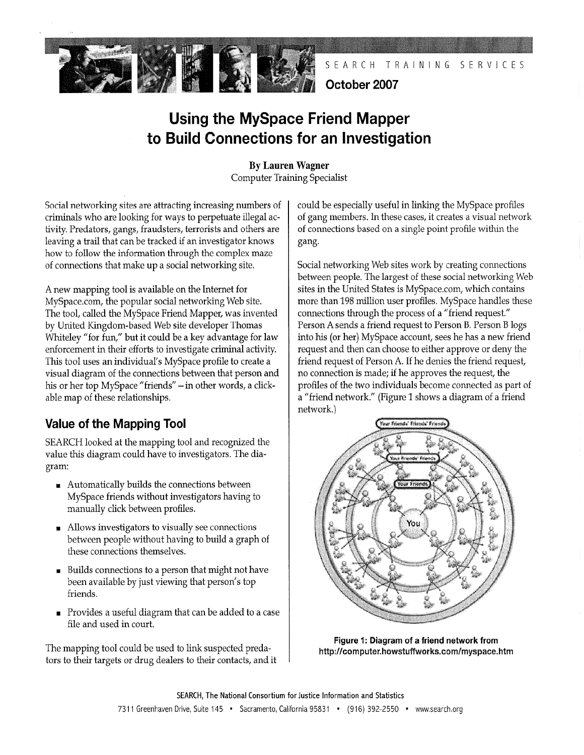SEARCH TRAINING SERVICES

**October 2007**

# Using the MySpace Friend Mapper to Build Connections for an Investigation

**By Lauren Wagner**
Computer Training Specialist

Social networking sites are attracting increasing numbers of criminals who are looking for ways to perpetuate illegal activity. Predators, gangs, fraudsters, terrorists and others are leaving a trail that can be tracked if an investigator knows how to follow the information through the complex maze of connections that make up a social networking site.

A new mapping tool is available on the Internet for MySpace.com, the popular social networking Web site. The tool, called the MySpace Friend Mapper, was invented by United Kingdom-based Web site developer Thomas Whiteley "for fun," but it could be a key advantage for law enforcement in their efforts to investigate criminal activity. This tool uses an individual's MySpace profile to create a visual diagram of the connections between that person and his or her top MySpace "friends" – in other words, a clickable map of these relationships.

## Value of the Mapping Tool

SEARCH looked at the mapping tool and recognized the value this diagram could have to investigators. The diagram:

- Automatically builds the connections between MySpace friends without investigators having to manually click between profiles.
- Allows investigators to visually see connections between people without having to build a graph of these connections themselves.
- Builds connections to a person that might not have been available by just viewing that person's top friends.
- Provides a useful diagram that can be added to a case file and used in court.

The mapping tool could be used to link suspected predators to their targets or drug dealers to their contacts, and it could be especially useful in linking the MySpace profiles of gang members. In these cases, it creates a visual network of connections based on a single point profile within the gang.

Social networking Web sites work by creating connections between people. The largest of these social networking Web sites in the United States is MySpace.com, which contains more than 198 million user profiles. MySpace handles these connections through the process of a "friend request." Person A sends a friend request to Person B. Person B logs into his (or her) MySpace account, sees he has a new friend request and then can choose to either approve or deny the friend request of Person A. If he denies the friend request, no connection is made; if he approves the request, the profiles of the two individuals become connected as part of a "friend network." (Figure 1 shows a diagram of a friend network.)

**Figure 1: Diagram of a friend network from http://computer.howstuffworks.com/myspace.htm**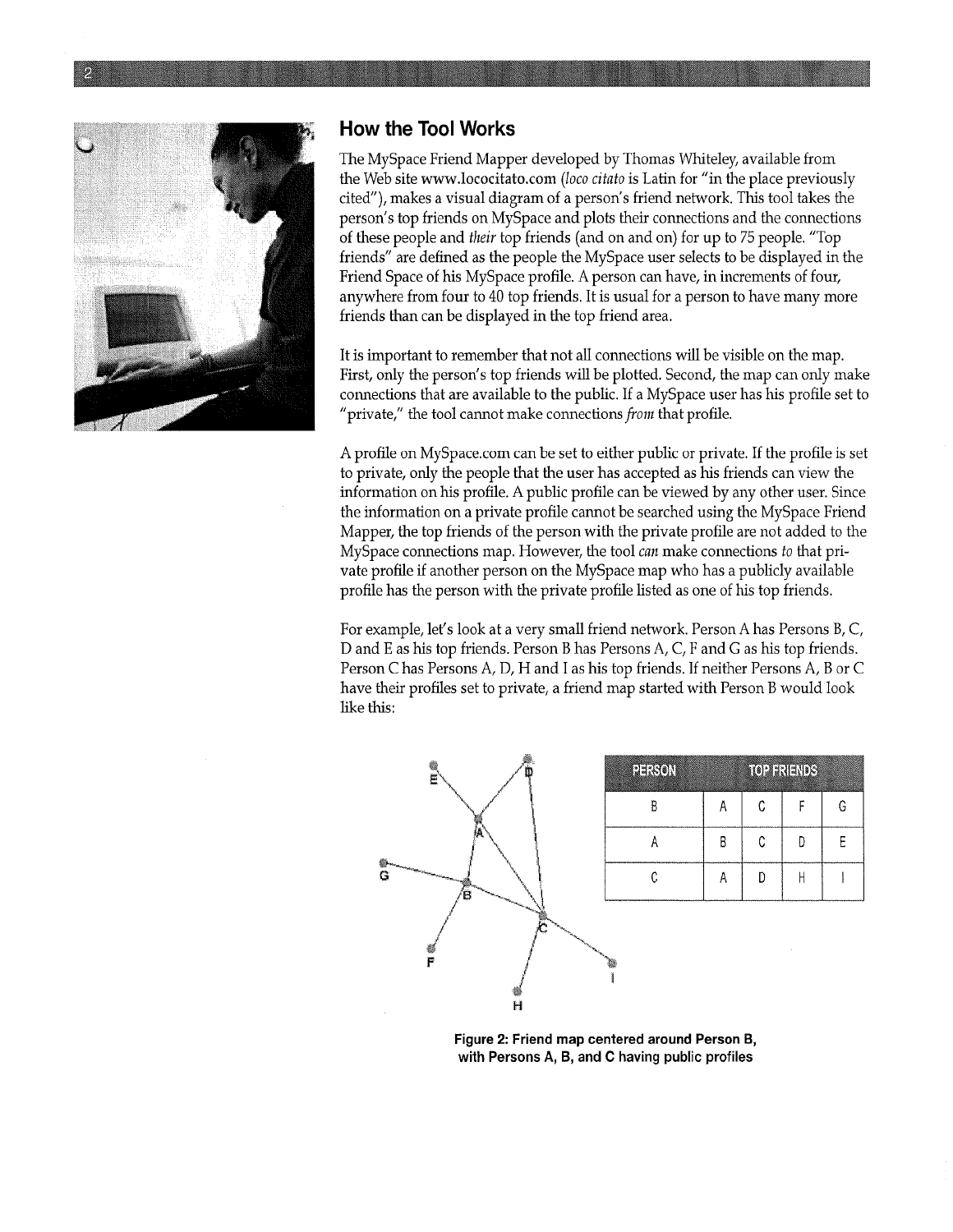## How the Tool Works

The MySpace Friend Mapper developed by Thomas Whiteley, available from the Web site www.lococitato.com (*loco citato* is Latin for "in the place previously cited"), makes a visual diagram of a person's friend network. This tool takes the person's top friends on MySpace and plots their connections and the connections of these people and *their* top friends (and on and on) for up to 75 people. "Top friends" are defined as the people the MySpace user selects to be displayed in the Friend Space of his MySpace profile. A person can have, in increments of four, anywhere from four to 40 top friends. It is usual for a person to have many more friends than can be displayed in the top friend area.

It is important to remember that not all connections will be visible on the map. First, only the person's top friends will be plotted. Second, the map can only make connections that are available to the public. If a MySpace user has his profile set to "private," the tool cannot make connections *from* that profile.

A profile on MySpace.com can be set to either public or private. If the profile is set to private, only the people that the user has accepted as his friends can view the information on his profile. A public profile can be viewed by any other user. Since the information on a private profile cannot be searched using the MySpace Friend Mapper, the top friends of the person with the private profile are not added to the MySpace connections map. However, the tool *can* make connections *to* that private profile if another person on the MySpace map who has a publicly available profile has the person with the private profile listed as one of his top friends.

For example, let's look at a very small friend network. Person A has Persons B, C, D and E as his top friends. Person B has Persons A, C, F and G as his top friends. Person C has Persons A, D, H and I as his top friends. If neither Persons A, B or C have their profiles set to private, a friend map started with Person B would look like this:

| PERSON | TOP FRIENDS | | | |
|---|---|---|---|---|
| B | A | C | F | G |
| A | B | C | D | E |
| C | A | D | H | I |

**Figure 2: Friend map centered around Person B, with Persons A, B, and C having public profiles**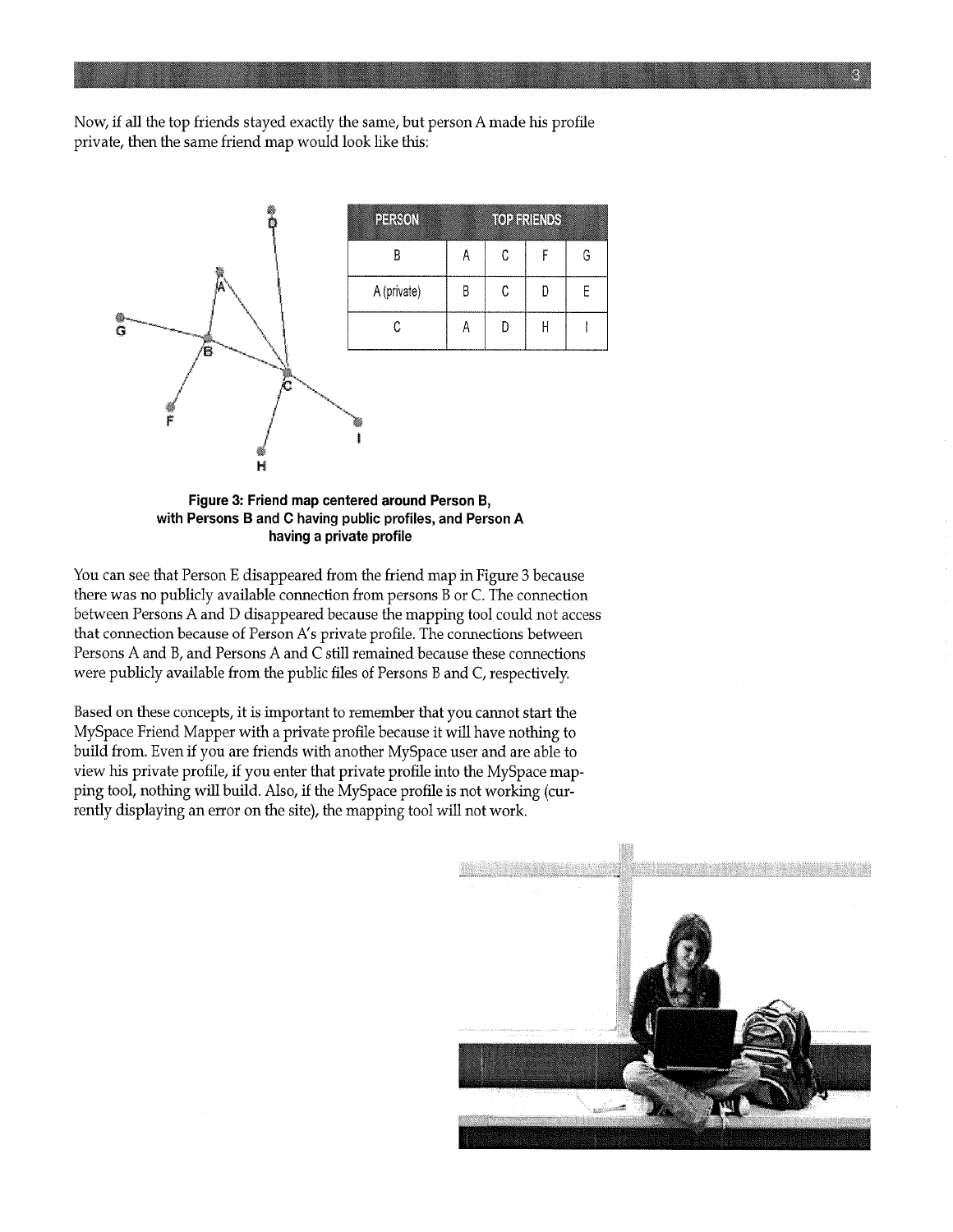Now, if all the top friends stayed exactly the same, but person A made his profile private, then the same friend map would look like this:

| PERSON | TOP FRIENDS | | | |
|---|---|---|---|---|
| B | A | C | F | G |
| A (private) | B | C | D | E |
| C | A | D | H | I |

**Figure 3: Friend map centered around Person B, with Persons B and C having public profiles, and Person A having a private profile**

You can see that Person E disappeared from the friend map in Figure 3 because there was no publicly available connection from persons B or C. The connection between Persons A and D disappeared because the mapping tool could not access that connection because of Person A's private profile. The connections between Persons A and B, and Persons A and C still remained because these connections were publicly available from the public files of Persons B and C, respectively.

Based on these concepts, it is important to remember that you cannot start the MySpace Friend Mapper with a private profile because it will have nothing to build from. Even if you are friends with another MySpace user and are able to view his private profile, if you enter that private profile into the MySpace mapping tool, nothing will build. Also, if the MySpace profile is not working (currently displaying an error on the site), the mapping tool will not work.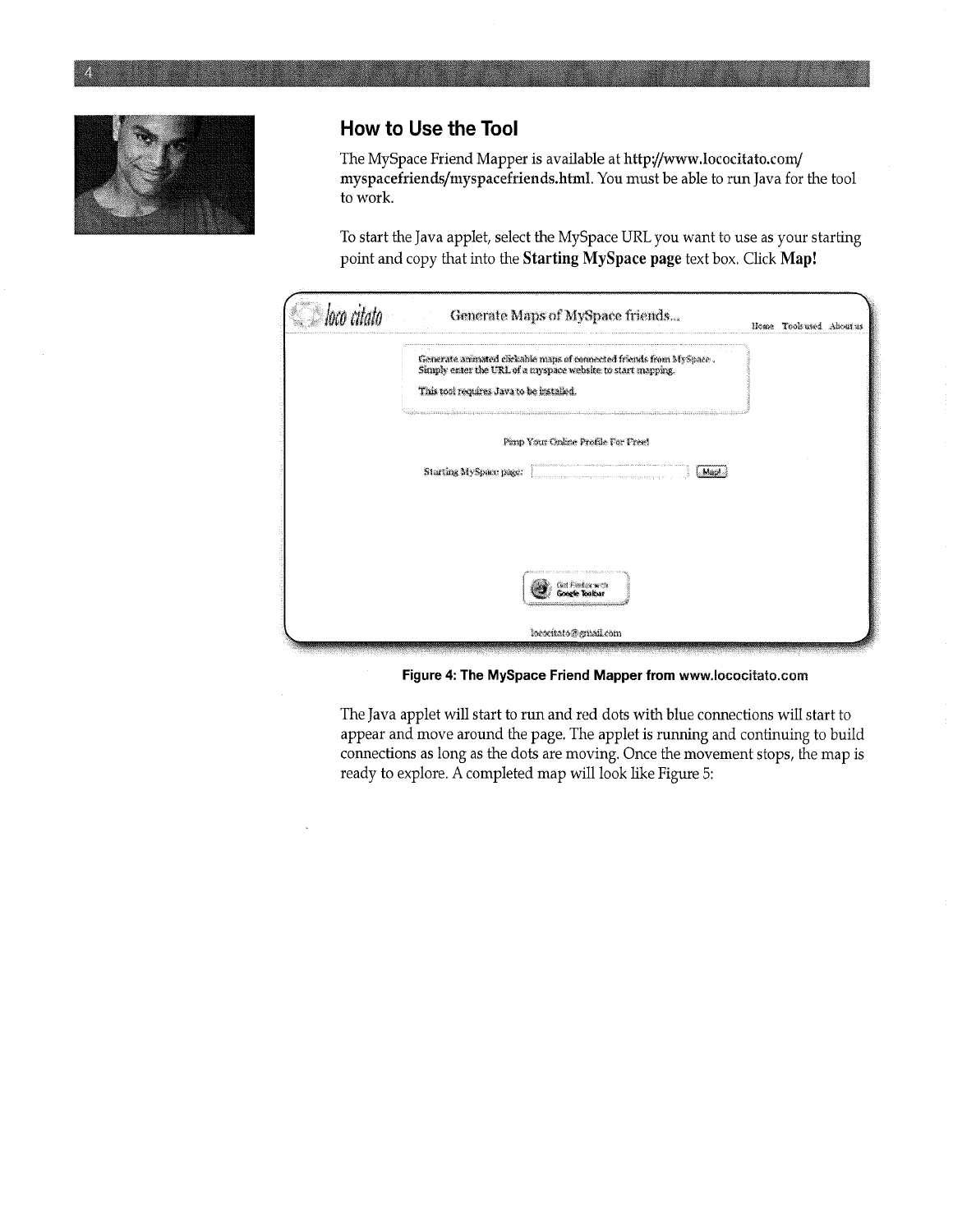## How to Use the Tool

The MySpace Friend Mapper is available at **http://www.lococitato.com/myspacefriends/myspacefriends.html**. You must be able to run Java for the tool to work.

To start the Java applet, select the MySpace URL you want to use as your starting point and copy that into the **Starting MySpace page** text box. Click **Map!**

**Figure 4: The MySpace Friend Mapper from www.lococitato.com**

The Java applet will start to run and red dots with blue connections will start to appear and move around the page. The applet is running and continuing to build connections as long as the dots are moving. Once the movement stops, the map is ready to explore. A completed map will look like Figure 5: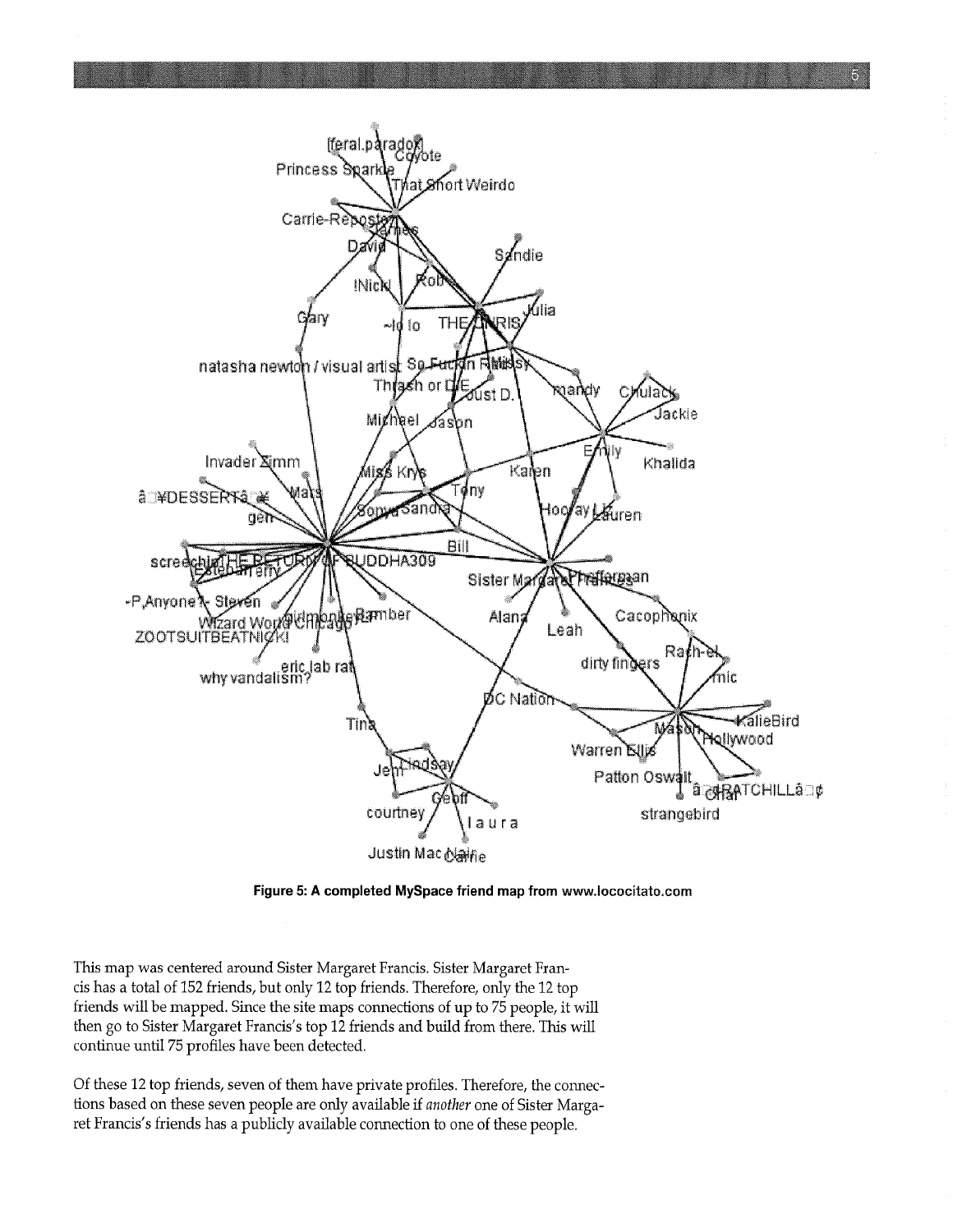Figure 5: A completed MySpace friend map from www.lococitato.com

This map was centered around Sister Margaret Francis. Sister Margaret Francis has a total of 152 friends, but only 12 top friends. Therefore, only the 12 top friends will be mapped. Since the site maps connections of up to 75 people, it will then go to Sister Margaret Francis's top 12 friends and build from there. This will continue until 75 profiles have been detected.

Of these 12 top friends, seven of them have private profiles. Therefore, the connections based on these seven people are only available if *another* one of Sister Margaret Francis's friends has a publicly available connection to one of these people.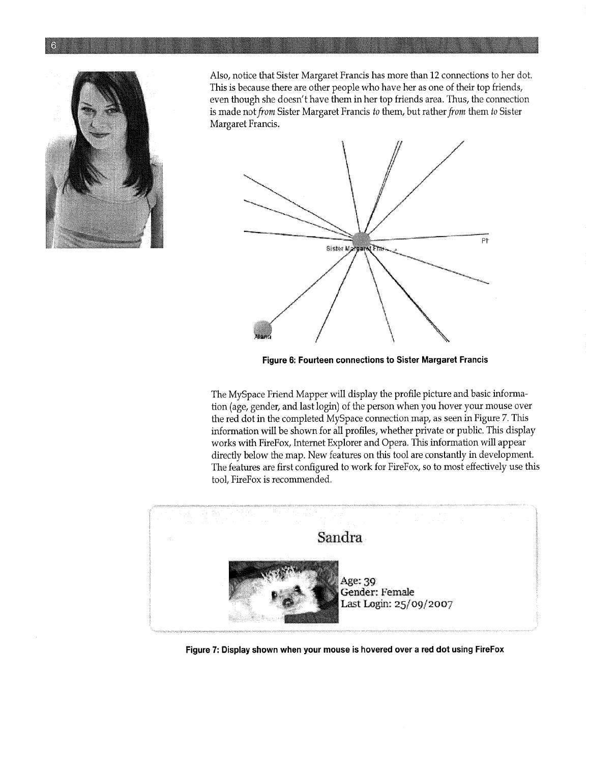Also, notice that Sister Margaret Francis has more than 12 connections to her dot. This is because there are other people who have her as one of their top friends, even though she doesn't have them in her top friends area. Thus, the connection is made not *from* Sister Margaret Francis *to* them, but rather *from* them *to* Sister Margaret Francis.

**Figure 6: Fourteen connections to Sister Margaret Francis**

The MySpace Friend Mapper will display the profile picture and basic information (age, gender, and last login) of the person when you hover your mouse over the red dot in the completed MySpace connection map, as seen in Figure 7. This information will be shown for all profiles, whether private or public. This display works with FireFox, Internet Explorer and Opera. This information will appear directly below the map. New features on this tool are constantly in development. The features are first configured to work for FireFox, so to most effectively use this tool, FireFox is recommended.

**Figure 7: Display shown when your mouse is hovered over a red dot using FireFox**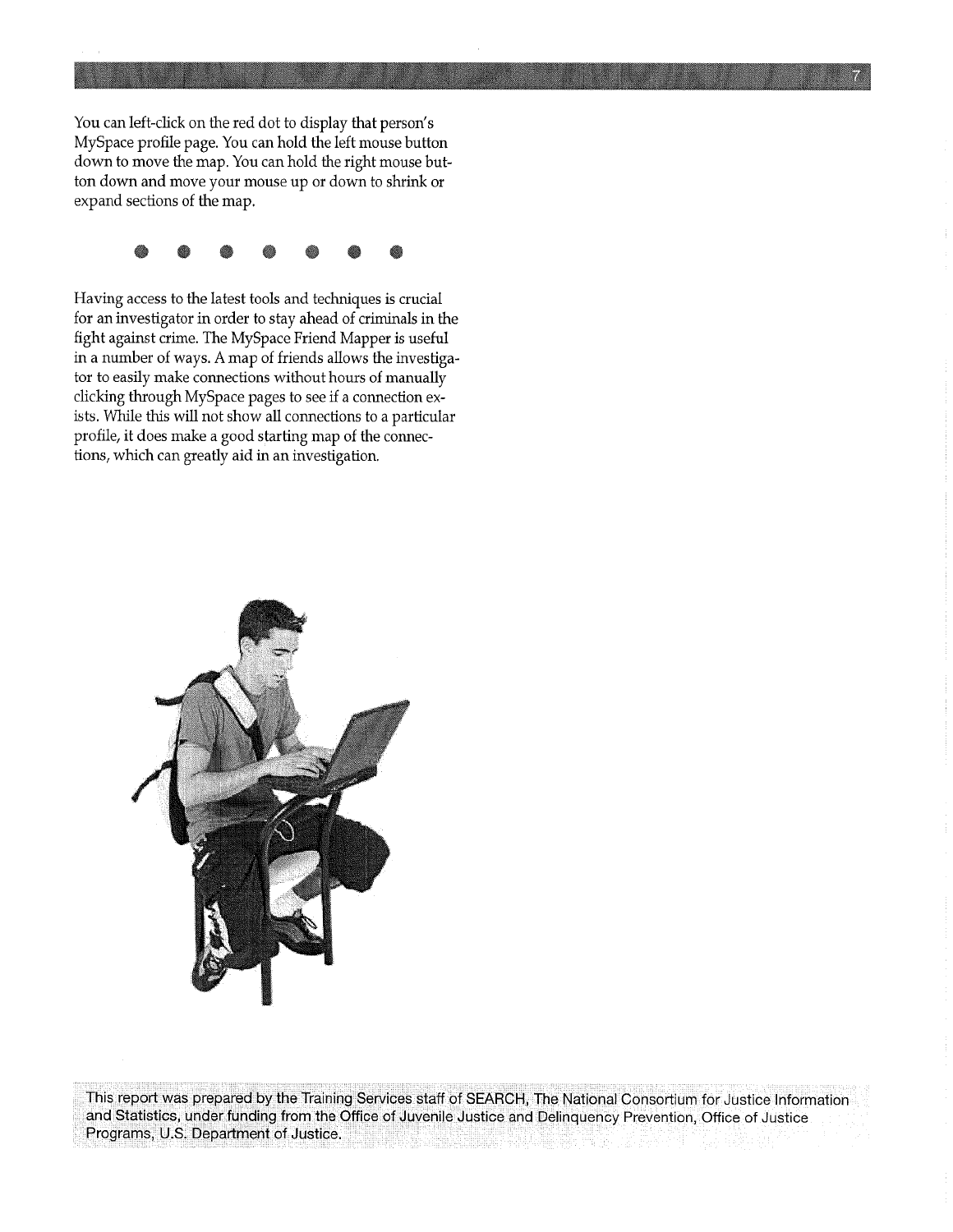You can left-click on the red dot to display that person's MySpace profile page. You can hold the left mouse button down to move the map. You can hold the right mouse button down and move your mouse up or down to shrink or expand sections of the map.

● ● ● ● ● ● ●

Having access to the latest tools and techniques is crucial for an investigator in order to stay ahead of criminals in the fight against crime. The MySpace Friend Mapper is useful in a number of ways. A map of friends allows the investigator to easily make connections without hours of manually clicking through MySpace pages to see if a connection exists. While this will not show all connections to a particular profile, it does make a good starting map of the connections, which can greatly aid in an investigation.

This report was prepared by the Training Services staff of SEARCH, The National Consortium for Justice Information and Statistics, under funding from the Office of Juvenile Justice and Delinquency Prevention, Office of Justice Programs, U.S. Department of Justice.